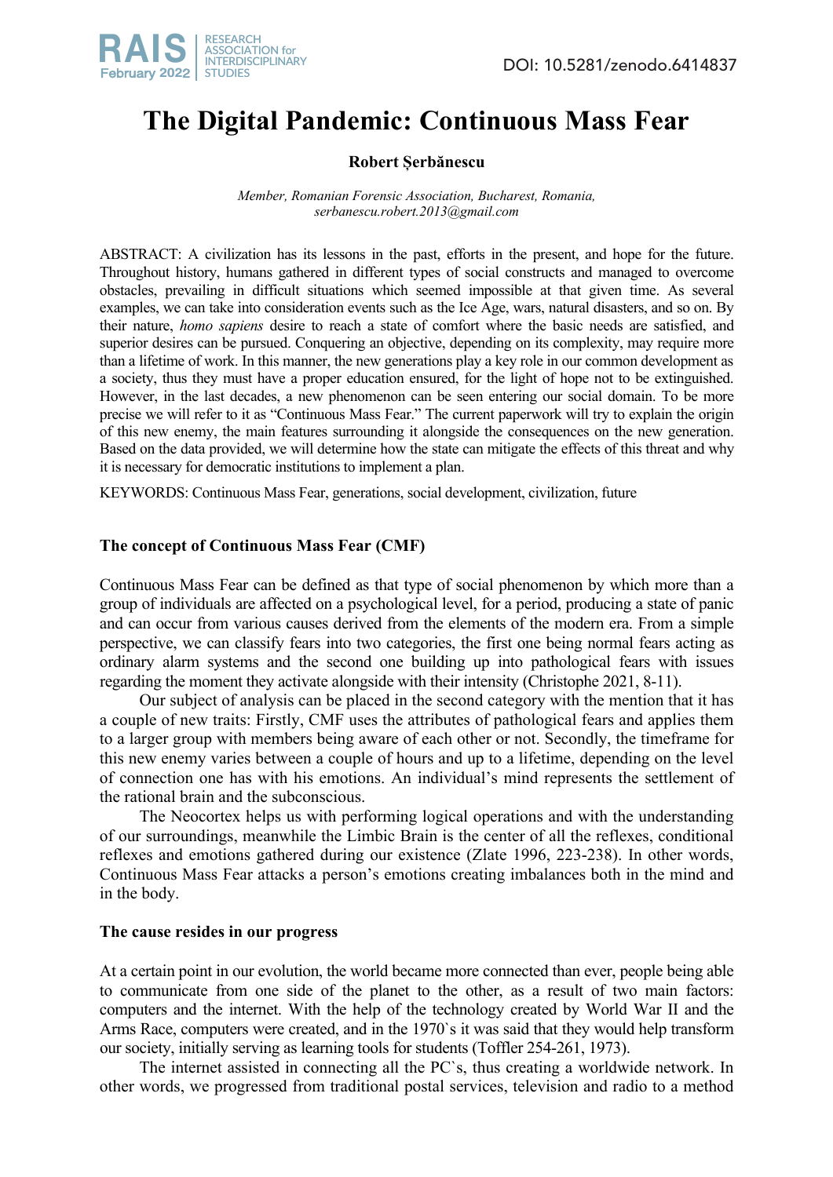# The Digital Pandemic: Continuous Mass Fear

**Robert Șerbănescu**

*Member, Romanian Forensic Association, Bucharest, Romania, serbanescu.robert.2013@gmail.com*

ABSTRACT: A civilization has its lessons in the past, efforts in the present, and hope for the future. Throughout history, humans gathered in different types of social constructs and managed to overcome obstacles, prevailing in difficult situations which seemed impossible at that given time. As several examples, we can take into consideration events such as the Ice Age, wars, natural disasters, and so on. By their nature, *homo sapiens* desire to reach a state of comfort where the basic needs are satisfied, and superior desires can be pursued. Conquering an objective, depending on its complexity, may require more than a lifetime of work. In this manner, the new generations play a key role in our common development as a society, thus they must have a proper education ensured, for the light of hope not to be extinguished. However, in the last decades, a new phenomenon can be seen entering our social domain. To be more precise we will refer to it as "Continuous Mass Fear." The current paperwork will try to explain the origin of this new enemy, the main features surrounding it alongside the consequences on the new generation. Based on the data provided, we will determine how the state can mitigate the effects of this threat and why it is necessary for democratic institutions to implement a plan.

KEYWORDS: Continuous Mass Fear, generations, social development, civilization, future

## The concept of Continuous Mass Fear (CMF)

Continuous Mass Fear can be defined as that type of social phenomenon by which more than a group of individuals are affected on a psychological level, for a period, producing a state of panic and can occur from various causes derived from the elements of the modern era. From a simple perspective, we can classify fears into two categories, the first one being normal fears acting as ordinary alarm systems and the second one building up into pathological fears with issues regarding the moment they activate alongside with their intensity (Christophe 2021, 8-11).

Our subject of analysis can be placed in the second category with the mention that it has a couple of new traits: Firstly, CMF uses the attributes of pathological fears and applies them to a larger group with members being aware of each other or not. Secondly, the timeframe for this new enemy varies between a couple of hours and up to a lifetime, depending on the level of connection one has with his emotions. An individual's mind represents the settlement of the rational brain and the subconscious.

The Neocortex helps us with performing logical operations and with the understanding of our surroundings, meanwhile the Limbic Brain is the center of all the reflexes, conditional reflexes and emotions gathered during our existence (Zlate 1996, 223-238). In other words, Continuous Mass Fear attacks a person's emotions creating imbalances both in the mind and in the body.

## The cause resides in our progress

At a certain point in our evolution, the world became more connected than ever, people being able to communicate from one side of the planet to the other, as a result of two main factors: computers and the internet. With the help of the technology created by World War II and the Arms Race, computers were created, and in the 1970`s it was said that they would help transform our society, initially serving as learning tools for students (Toffler 254-261, 1973).

The internet assisted in connecting all the PC`s, thus creating a worldwide network. In other words, we progressed from traditional postal services, television and radio to a method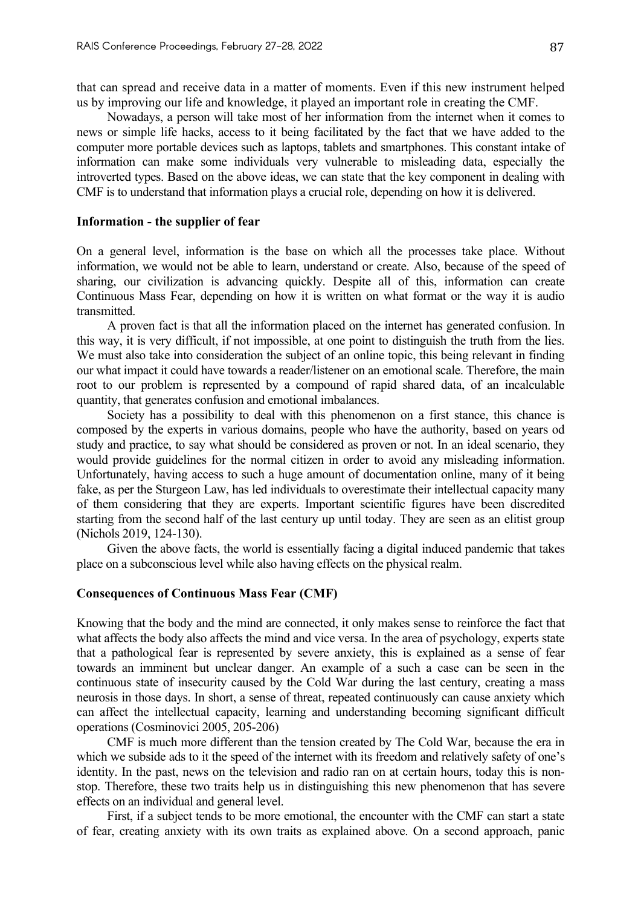that can spread and receive data in a matter of moments. Even if this new instrument helped us by improving our life and knowledge, it played an important role in creating the CMF.

Nowadays, a person will take most of her information from the internet when it comes to news or simple life hacks, access to it being facilitated by the fact that we have added to the computer more portable devices such as laptops, tablets and smartphones. This constant intake of information can make some individuals very vulnerable to misleading data, especially the introverted types. Based on the above ideas, we can state that the key component in dealing with CMF is to understand that information plays a crucial role, depending on how it is delivered.

**Information - the supplier of fear**

On a general level, information is the base on which all the processes take place. Without information, we would not be able to learn, understand or create. Also, because of the speed of sharing, our civilization is advancing quickly. Despite all of this, information can create Continuous Mass Fear, depending on how it is written on what format or the way it is audio transmitted.

A proven fact is that all the information placed on the internet has generated confusion. In this way, it is very difficult, if not impossible, at one point to distinguish the truth from the lies. We must also take into consideration the subject of an online topic, this being relevant in finding our what impact it could have towards a reader/listener on an emotional scale. Therefore, the main root to our problem is represented by a compound of rapid shared data, of an incalculable quantity, that generates confusion and emotional imbalances.

Society has a possibility to deal with this phenomenon on a first stance, this chance is composed by the experts in various domains, people who have the authority, based on years od study and practice, to say what should be considered as proven or not. In an ideal scenario, they would provide guidelines for the normal citizen in order to avoid any misleading information. Unfortunately, having access to such a huge amount of documentation online, many of it being fake, as per the Sturgeon Law, has led individuals to overestimate their intellectual capacity many of them considering that they are experts. Important scientific figures have been discredited starting from the second half of the last century up until today. They are seen as an elitist group (Nichols 2019, 124-130).

Given the above facts, the world is essentially facing a digital induced pandemic that takes place on a subconscious level while also having effects on the physical realm.

**Consequences of Continuous Mass Fear (CMF)**

Knowing that the body and the mind are connected, it only makes sense to reinforce the fact that what affects the body also affects the mind and vice versa. In the area of psychology, experts state that a pathological fear is represented by severe anxiety, this is explained as a sense of fear towards an imminent but unclear danger. An example of a such a case can be seen in the continuous state of insecurity caused by the Cold War during the last century, creating a mass neurosis in those days. In short, a sense of threat, repeated continuously can cause anxiety which can affect the intellectual capacity, learning and understanding becoming significant difficult operations (Cosminovici 2005, 205-206)

CMF is much more different than the tension created by The Cold War, because the era in which we subside ads to it the speed of the internet with its freedom and relatively safety of one's identity. In the past, news on the television and radio ran on at certain hours, today this is non-stop. Therefore, these two traits help us in distinguishing this new phenomenon that has severe effects on an individual and general level.

First, if a subject tends to be more emotional, the encounter with the CMF can start a state of fear, creating anxiety with its own traits as explained above. On a second approach, panic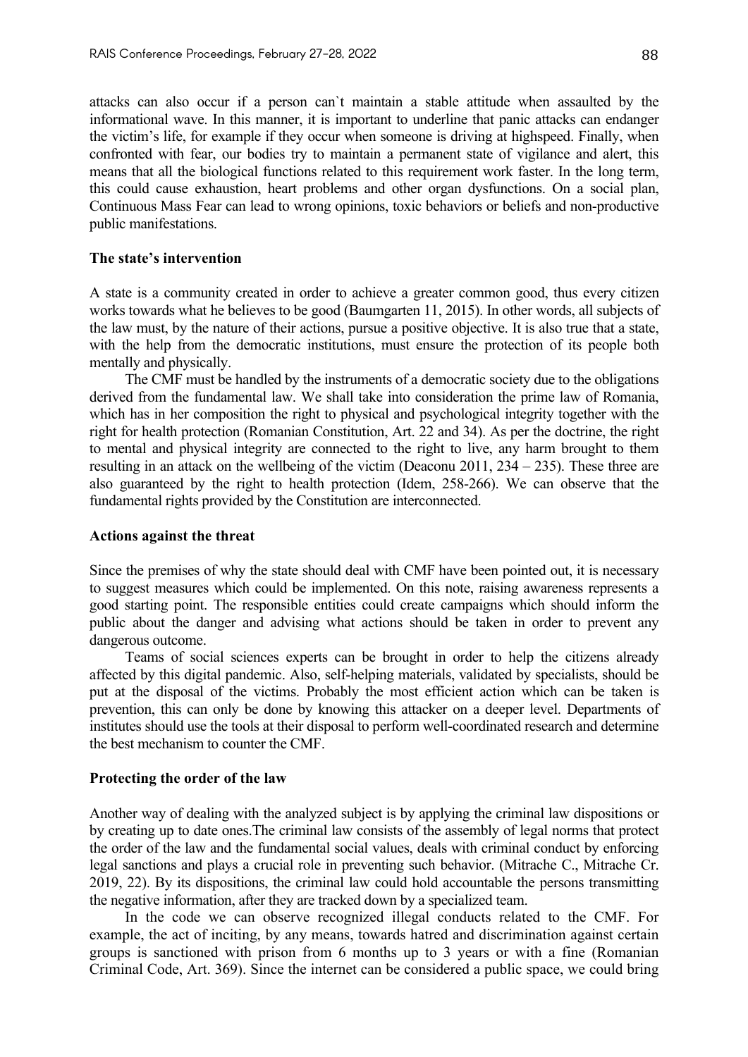attacks can also occur if a person can`t maintain a stable attitude when assaulted by the informational wave. In this manner, it is important to underline that panic attacks can endanger the victim's life, for example if they occur when someone is driving at highspeed. Finally, when confronted with fear, our bodies try to maintain a permanent state of vigilance and alert, this means that all the biological functions related to this requirement work faster. In the long term, this could cause exhaustion, heart problems and other organ dysfunctions. On a social plan, Continuous Mass Fear can lead to wrong opinions, toxic behaviors or beliefs and non-productive public manifestations.

### The state's intervention

A state is a community created in order to achieve a greater common good, thus every citizen works towards what he believes to be good (Baumgarten 11, 2015). In other words, all subjects of the law must, by the nature of their actions, pursue a positive objective. It is also true that a state, with the help from the democratic institutions, must ensure the protection of its people both mentally and physically.

The CMF must be handled by the instruments of a democratic society due to the obligations derived from the fundamental law. We shall take into consideration the prime law of Romania, which has in her composition the right to physical and psychological integrity together with the right for health protection (Romanian Constitution, Art. 22 and 34). As per the doctrine, the right to mental and physical integrity are connected to the right to live, any harm brought to them resulting in an attack on the wellbeing of the victim (Deaconu 2011, 234 – 235). These three are also guaranteed by the right to health protection (Idem, 258-266). We can observe that the fundamental rights provided by the Constitution are interconnected.

### Actions against the threat

Since the premises of why the state should deal with CMF have been pointed out, it is necessary to suggest measures which could be implemented. On this note, raising awareness represents a good starting point. The responsible entities could create campaigns which should inform the public about the danger and advising what actions should be taken in order to prevent any dangerous outcome.

Teams of social sciences experts can be brought in order to help the citizens already affected by this digital pandemic. Also, self-helping materials, validated by specialists, should be put at the disposal of the victims. Probably the most efficient action which can be taken is prevention, this can only be done by knowing this attacker on a deeper level. Departments of institutes should use the tools at their disposal to perform well-coordinated research and determine the best mechanism to counter the CMF.

### Protecting the order of the law

Another way of dealing with the analyzed subject is by applying the criminal law dispositions or by creating up to date ones.The criminal law consists of the assembly of legal norms that protect the order of the law and the fundamental social values, deals with criminal conduct by enforcing legal sanctions and plays a crucial role in preventing such behavior. (Mitrache C., Mitrache Cr. 2019, 22). By its dispositions, the criminal law could hold accountable the persons transmitting the negative information, after they are tracked down by a specialized team.

In the code we can observe recognized illegal conducts related to the CMF. For example, the act of inciting, by any means, towards hatred and discrimination against certain groups is sanctioned with prison from 6 months up to 3 years or with a fine (Romanian Criminal Code, Art. 369). Since the internet can be considered a public space, we could bring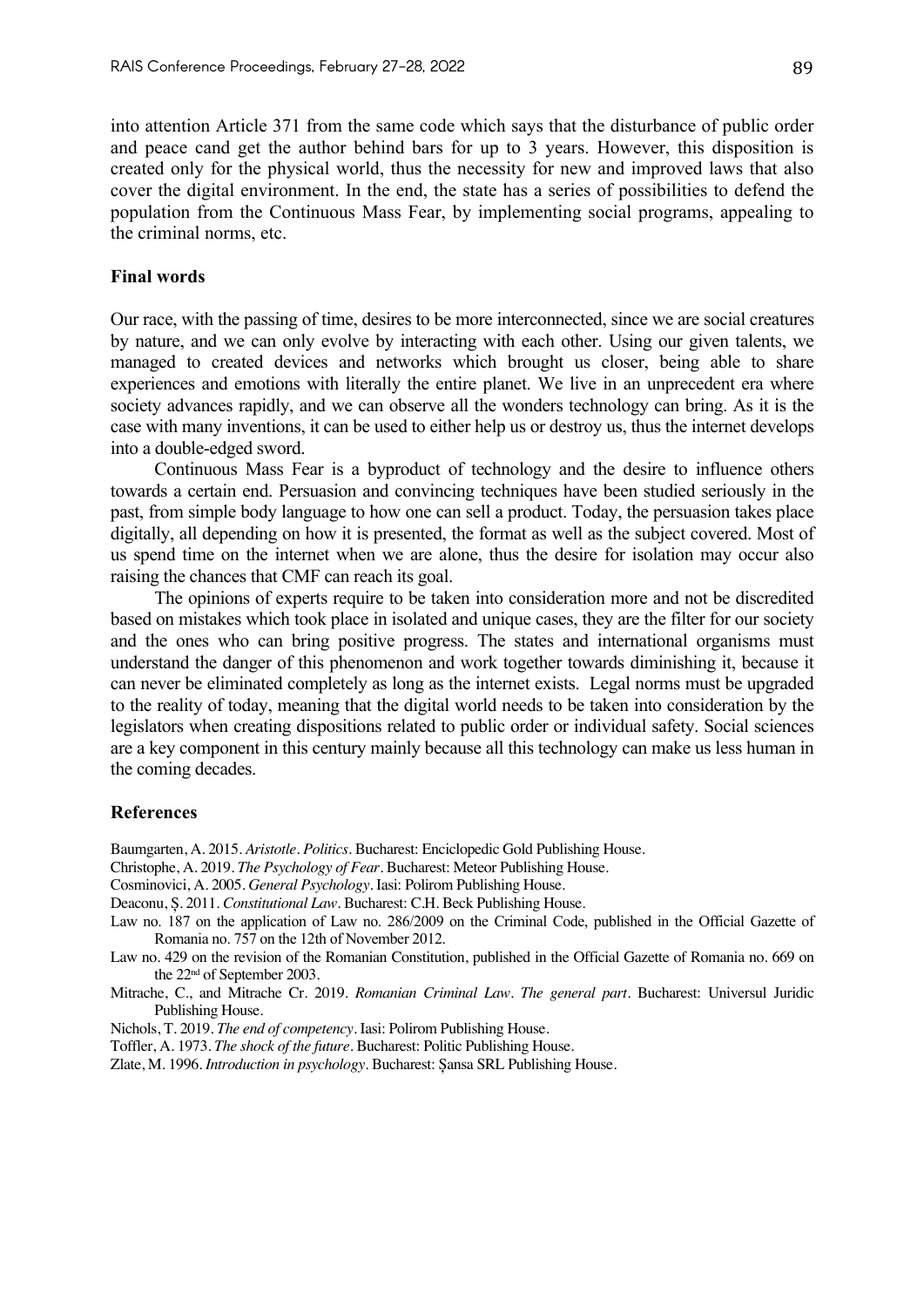into attention Article 371 from the same code which says that the disturbance of public order and peace cand get the author behind bars for up to 3 years. However, this disposition is created only for the physical world, thus the necessity for new and improved laws that also cover the digital environment. In the end, the state has a series of possibilities to defend the population from the Continuous Mass Fear, by implementing social programs, appealing to the criminal norms, etc.

## Final words

Our race, with the passing of time, desires to be more interconnected, since we are social creatures by nature, and we can only evolve by interacting with each other. Using our given talents, we managed to created devices and networks which brought us closer, being able to share experiences and emotions with literally the entire planet. We live in an unprecedent era where society advances rapidly, and we can observe all the wonders technology can bring. As it is the case with many inventions, it can be used to either help us or destroy us, thus the internet develops into a double-edged sword.

Continuous Mass Fear is a byproduct of technology and the desire to influence others towards a certain end. Persuasion and convincing techniques have been studied seriously in the past, from simple body language to how one can sell a product. Today, the persuasion takes place digitally, all depending on how it is presented, the format as well as the subject covered. Most of us spend time on the internet when we are alone, thus the desire for isolation may occur also raising the chances that CMF can reach its goal.

The opinions of experts require to be taken into consideration more and not be discredited based on mistakes which took place in isolated and unique cases, they are the filter for our society and the ones who can bring positive progress. The states and international organisms must understand the danger of this phenomenon and work together towards diminishing it, because it can never be eliminated completely as long as the internet exists. Legal norms must be upgraded to the reality of today, meaning that the digital world needs to be taken into consideration by the legislators when creating dispositions related to public order or individual safety. Social sciences are a key component in this century mainly because all this technology can make us less human in the coming decades.

## References

Baumgarten, A. 2015. *Aristotle. Politics*. Bucharest: Enciclopedic Gold Publishing House.

Christophe, A. 2019. *The Psychology of Fear*. Bucharest: Meteor Publishing House.

Cosminovici, A. 2005. *General Psychology*. Iasi: Polirom Publishing House.

Deaconu, Ș. 2011. *Constitutional Law*. Bucharest: C.H. Beck Publishing House.

Law no. 187 on the application of Law no. 286/2009 on the Criminal Code, published in the Official Gazette of Romania no. 757 on the 12th of November 2012.

Law no. 429 on the revision of the Romanian Constitution, published in the Official Gazette of Romania no. 669 on the 22nd of September 2003.

Mitrache, C., and Mitrache Cr. 2019. *Romanian Criminal Law. The general part*. Bucharest: Universul Juridic Publishing House.

Nichols, T. 2019. *The end of competency*. Iasi: Polirom Publishing House.

Toffler, A. 1973. *The shock of the future*. Bucharest: Politic Publishing House.

Zlate, M. 1996. *Introduction in psychology*. Bucharest: Șansa SRL Publishing House.